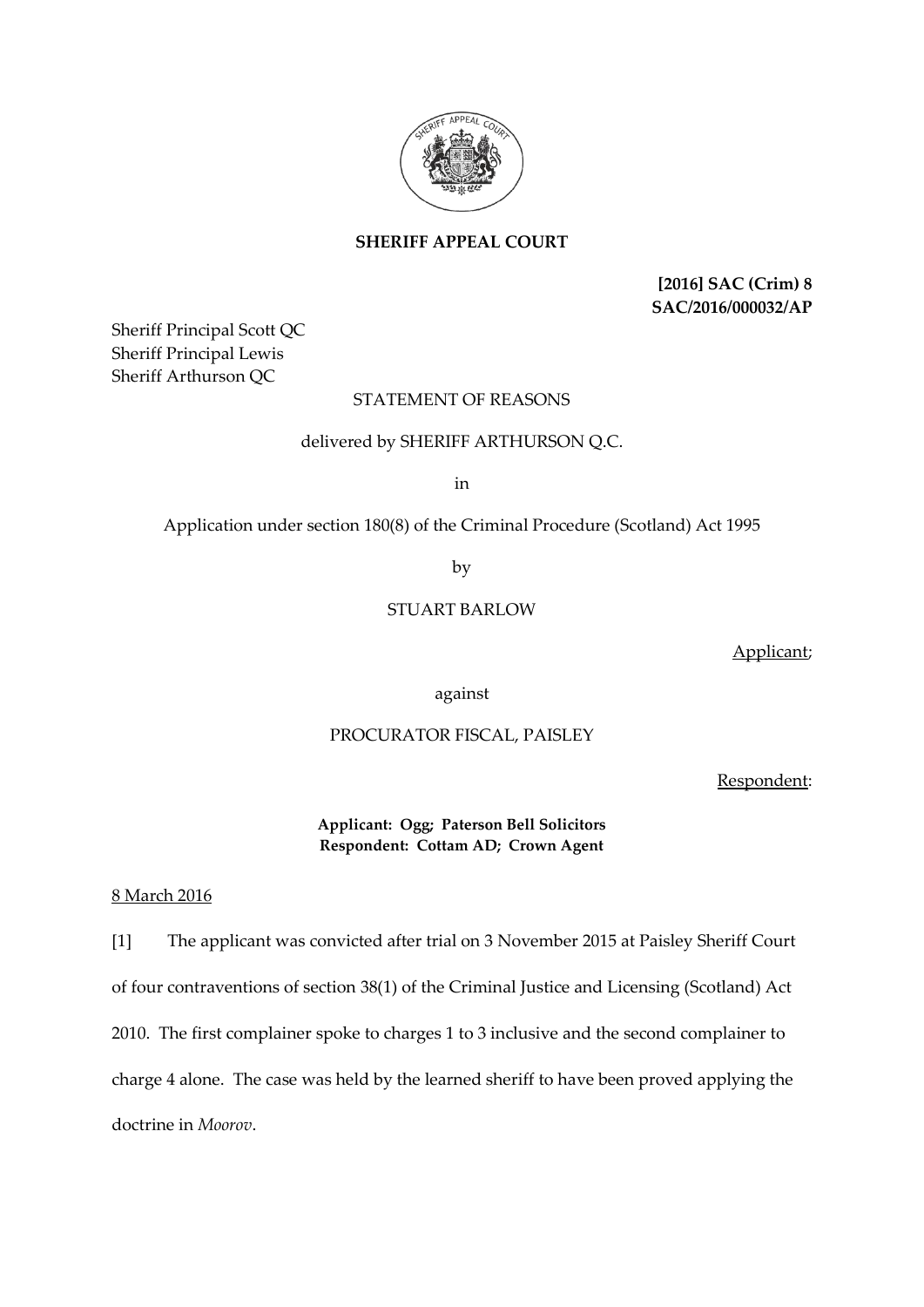**SHERIFF APPEAL COURT**

**[2016] SAC (Crim) 8**
**SAC/2016/000032/AP**

Sheriff Principal Scott QC
Sheriff Principal Lewis
Sheriff Arthurson QC

STATEMENT OF REASONS

delivered by SHERIFF ARTHURSON Q.C.

in

Application under section 180(8) of the Criminal Procedure (Scotland) Act 1995

by

STUART BARLOW

Applicant;

against

PROCURATOR FISCAL, PAISLEY

Respondent:

**Applicant: Ogg; Paterson Bell Solicitors**
**Respondent: Cottam AD; Crown Agent**

8 March 2016

[1] The applicant was convicted after trial on 3 November 2015 at Paisley Sheriff Court of four contraventions of section 38(1) of the Criminal Justice and Licensing (Scotland) Act 2010. The first complainer spoke to charges 1 to 3 inclusive and the second complainer to charge 4 alone. The case was held by the learned sheriff to have been proved applying the doctrine in *Moorov*.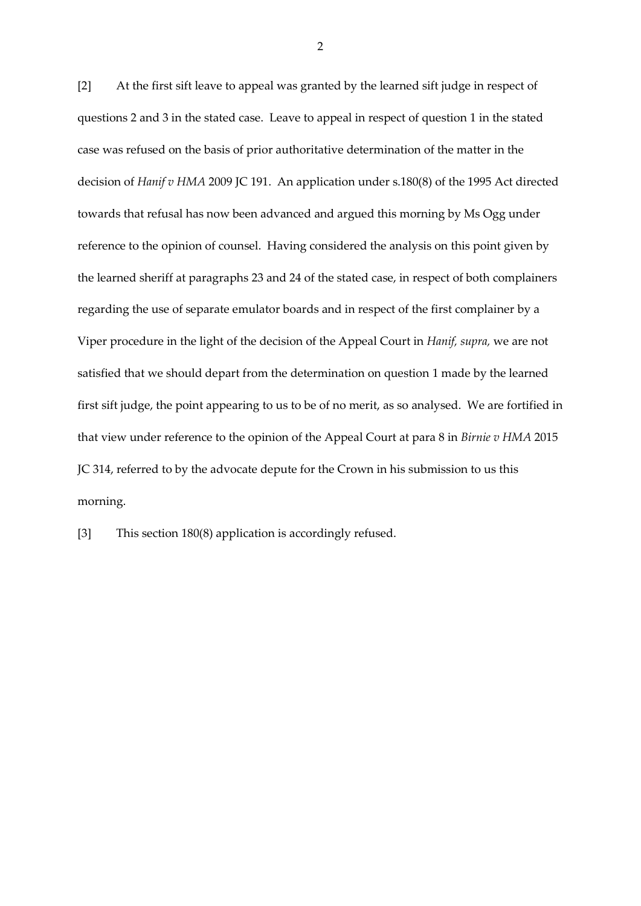[2] At the first sift leave to appeal was granted by the learned sift judge in respect of questions 2 and 3 in the stated case. Leave to appeal in respect of question 1 in the stated case was refused on the basis of prior authoritative determination of the matter in the decision of *Hanif v HMA* 2009 JC 191. An application under s.180(8) of the 1995 Act directed towards that refusal has now been advanced and argued this morning by Ms Ogg under reference to the opinion of counsel. Having considered the analysis on this point given by the learned sheriff at paragraphs 23 and 24 of the stated case, in respect of both complainers regarding the use of separate emulator boards and in respect of the first complainer by a Viper procedure in the light of the decision of the Appeal Court in *Hanif, supra,* we are not satisfied that we should depart from the determination on question 1 made by the learned first sift judge, the point appearing to us to be of no merit, as so analysed. We are fortified in that view under reference to the opinion of the Appeal Court at para 8 in *Birnie v HMA* 2015 JC 314, referred to by the advocate depute for the Crown in his submission to us this morning.

[3] This section 180(8) application is accordingly refused.